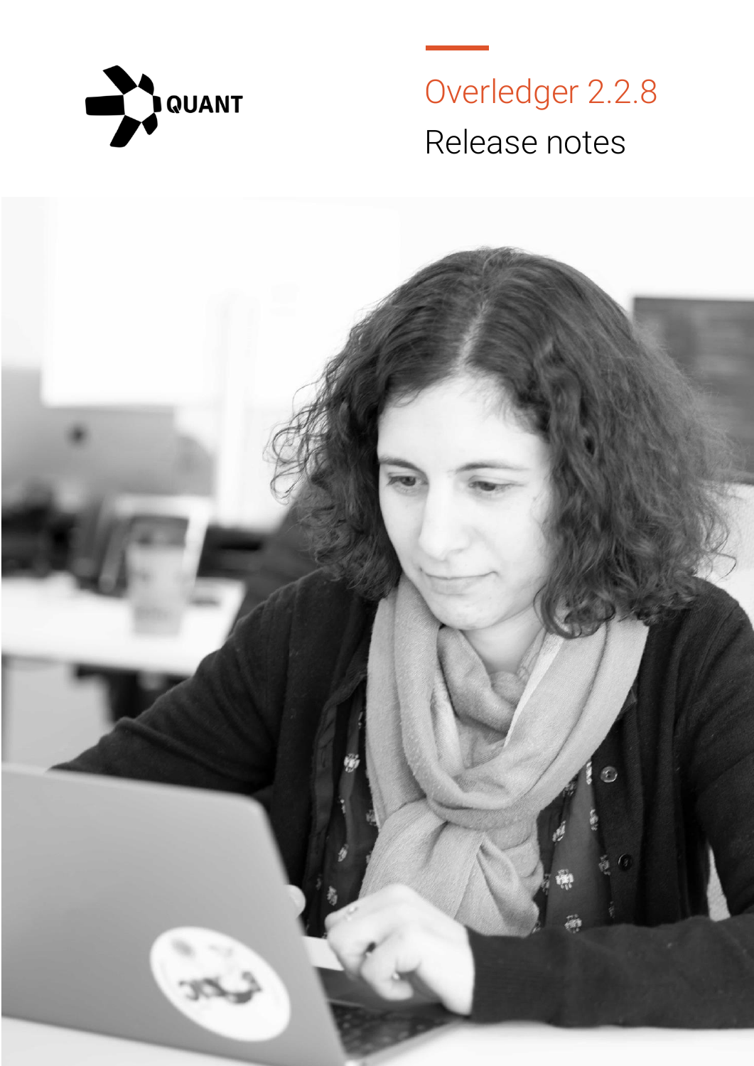QUANT

# Overledger 2.2.8

## Release notes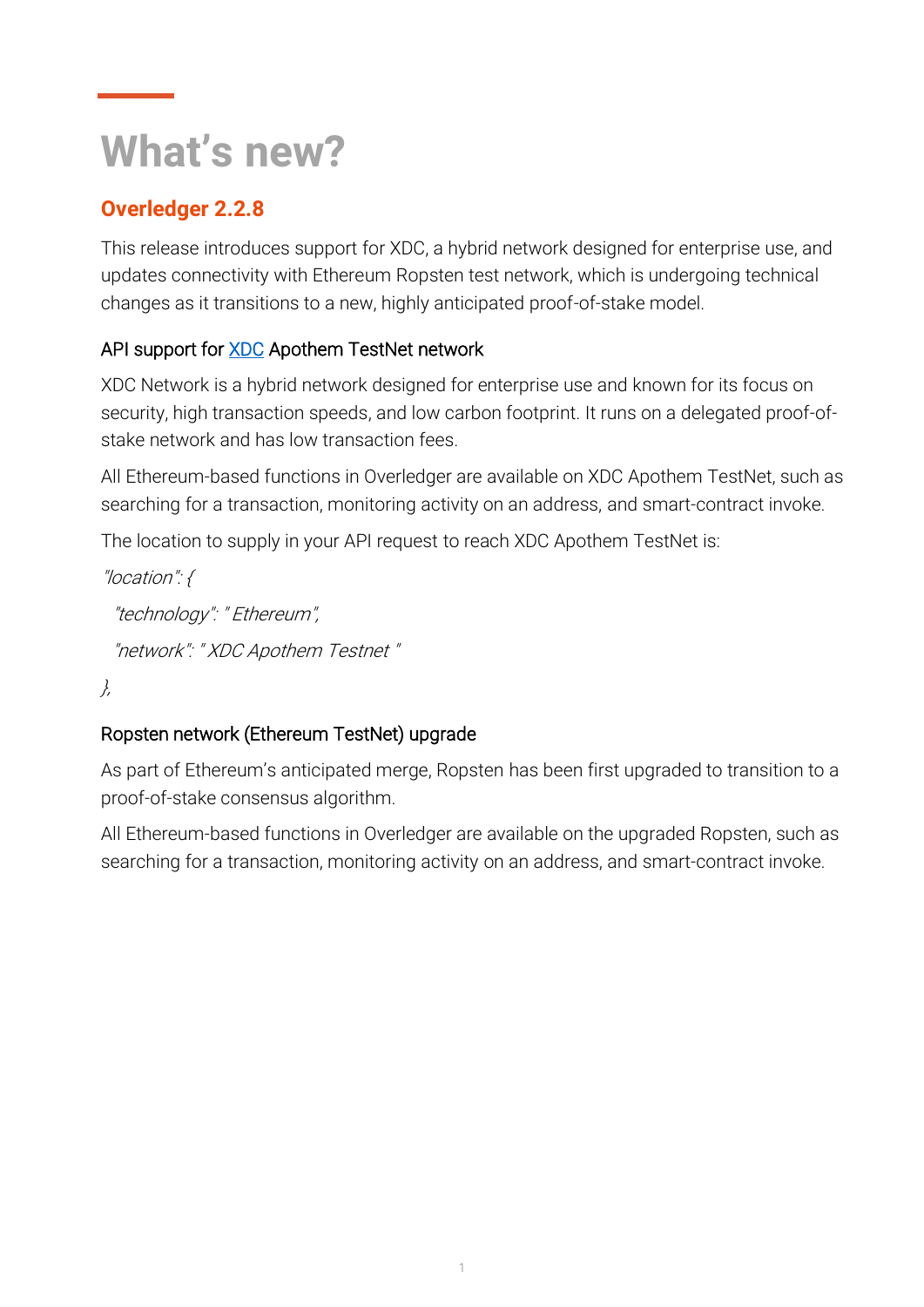# What's new?

## Overledger 2.2.8

This release introduces support for XDC, a hybrid network designed for enterprise use, and updates connectivity with Ethereum Ropsten test network, which is undergoing technical changes as it transitions to a new, highly anticipated proof-of-stake model.

### API support for [XDC]() Apothem TestNet network

XDC Network is a hybrid network designed for enterprise use and known for its focus on security, high transaction speeds, and low carbon footprint. It runs on a delegated proof-of-stake network and has low transaction fees.

All Ethereum-based functions in Overledger are available on XDC Apothem TestNet, such as searching for a transaction, monitoring activity on an address, and smart-contract invoke.

The location to supply in your API request to reach XDC Apothem TestNet is:

*"location": {*

*"technology": " Ethereum",*

*"network": " XDC Apothem Testnet "*

*},*

### Ropsten network (Ethereum TestNet) upgrade

As part of Ethereum's anticipated merge, Ropsten has been first upgraded to transition to a proof-of-stake consensus algorithm.

All Ethereum-based functions in Overledger are available on the upgraded Ropsten, such as searching for a transaction, monitoring activity on an address, and smart-contract invoke.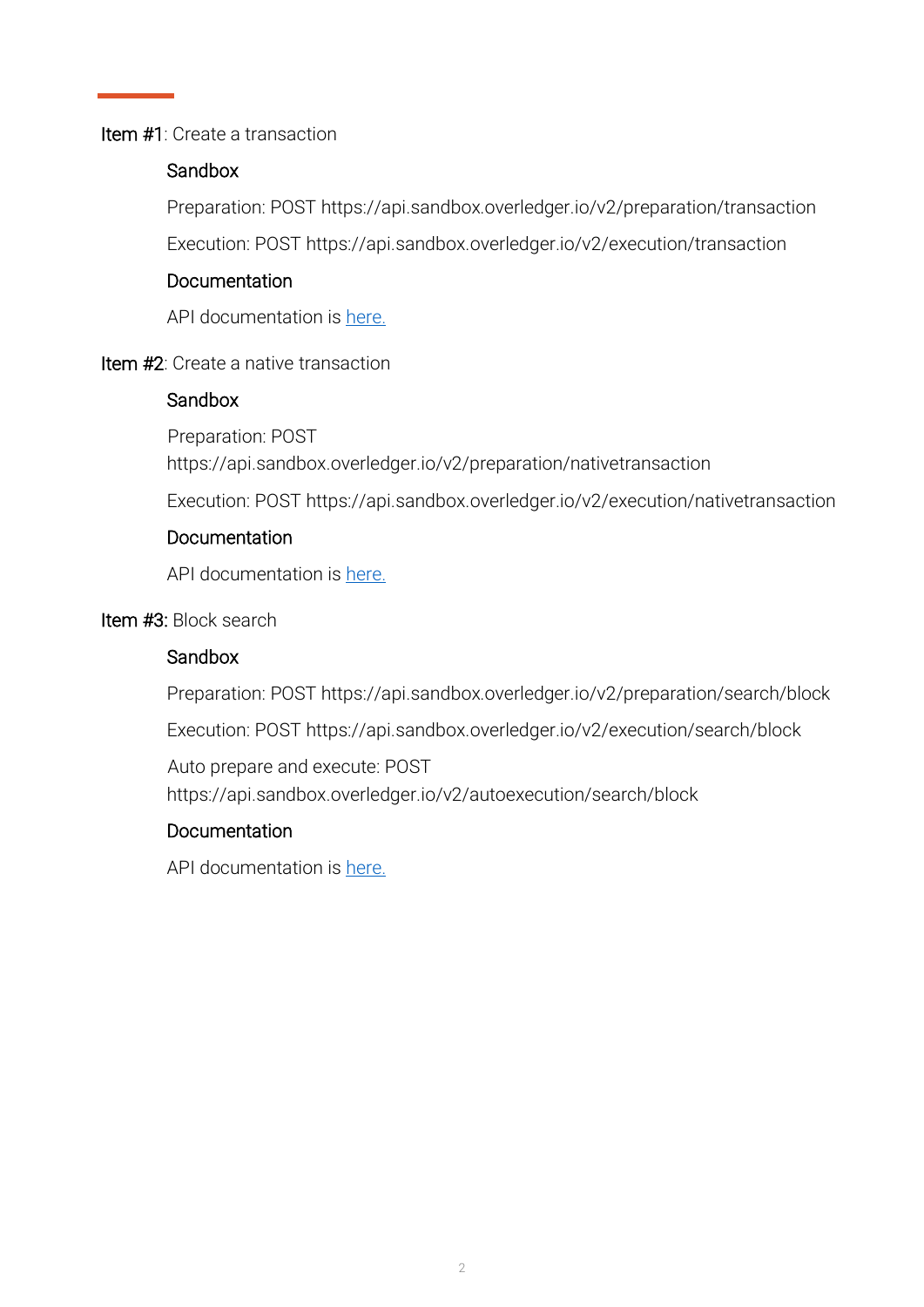**Item #1**: Create a transaction

**Sandbox**

Preparation: POST https://api.sandbox.overledger.io/v2/preparation/transaction

Execution: POST https://api.sandbox.overledger.io/v2/execution/transaction

**Documentation**

API documentation is [here.]()

**Item #2**: Create a native transaction

**Sandbox**

Preparation: POST https://api.sandbox.overledger.io/v2/preparation/nativetransaction

Execution: POST https://api.sandbox.overledger.io/v2/execution/nativetransaction

**Documentation**

API documentation is [here.]()

**Item #3**: Block search

**Sandbox**

Preparation: POST https://api.sandbox.overledger.io/v2/preparation/search/block

Execution: POST https://api.sandbox.overledger.io/v2/execution/search/block

Auto prepare and execute: POST https://api.sandbox.overledger.io/v2/autoexecution/search/block

**Documentation**

API documentation is [here.]()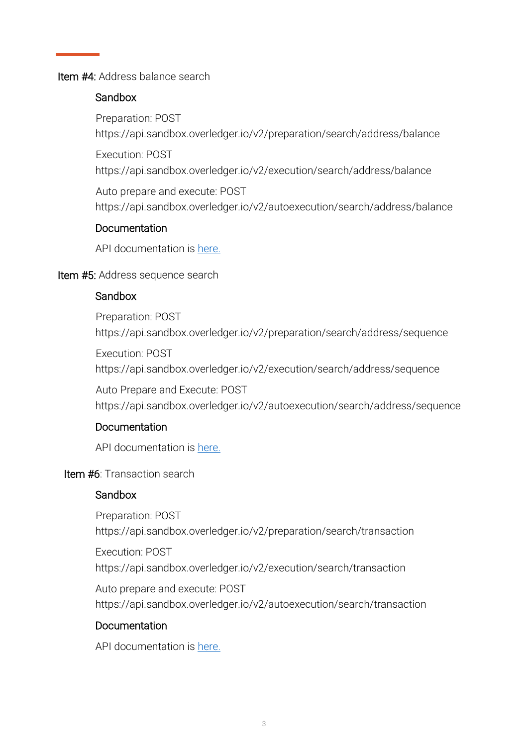**Item #4**: Address balance search

**Sandbox**

Preparation: POST
https://api.sandbox.overledger.io/v2/preparation/search/address/balance

Execution: POST
https://api.sandbox.overledger.io/v2/execution/search/address/balance

Auto prepare and execute: POST
https://api.sandbox.overledger.io/v2/autoexecution/search/address/balance

**Documentation**

API documentation is here.

**Item #5**: Address sequence search

**Sandbox**

Preparation: POST
https://api.sandbox.overledger.io/v2/preparation/search/address/sequence

Execution: POST
https://api.sandbox.overledger.io/v2/execution/search/address/sequence

Auto Prepare and Execute: POST
https://api.sandbox.overledger.io/v2/autoexecution/search/address/sequence

**Documentation**

API documentation is here.

**Item #6**: Transaction search

**Sandbox**

Preparation: POST
https://api.sandbox.overledger.io/v2/preparation/search/transaction

Execution: POST
https://api.sandbox.overledger.io/v2/execution/search/transaction

Auto prepare and execute: POST
https://api.sandbox.overledger.io/v2/autoexecution/search/transaction

**Documentation**

API documentation is here.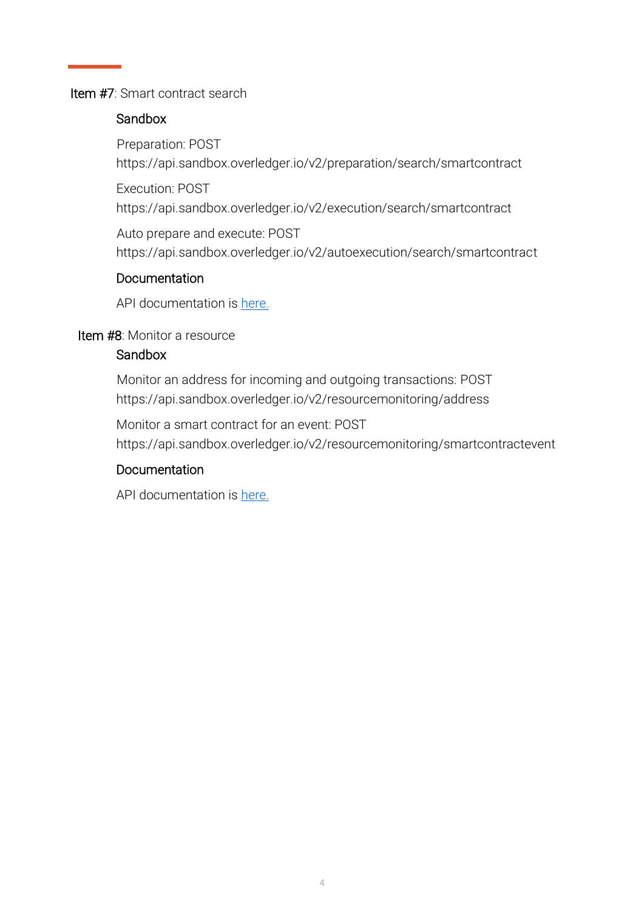**Item #7**: Smart contract search

**Sandbox**

Preparation: POST
https://api.sandbox.overledger.io/v2/preparation/search/smartcontract

Execution: POST
https://api.sandbox.overledger.io/v2/execution/search/smartcontract

Auto prepare and execute: POST
https://api.sandbox.overledger.io/v2/autoexecution/search/smartcontract

**Documentation**

API documentation is here.

**Item #8**: Monitor a resource

**Sandbox**

Monitor an address for incoming and outgoing transactions: POST
https://api.sandbox.overledger.io/v2/resourcemonitoring/address

Monitor a smart contract for an event: POST
https://api.sandbox.overledger.io/v2/resourcemonitoring/smartcontractevent

**Documentation**

API documentation is here.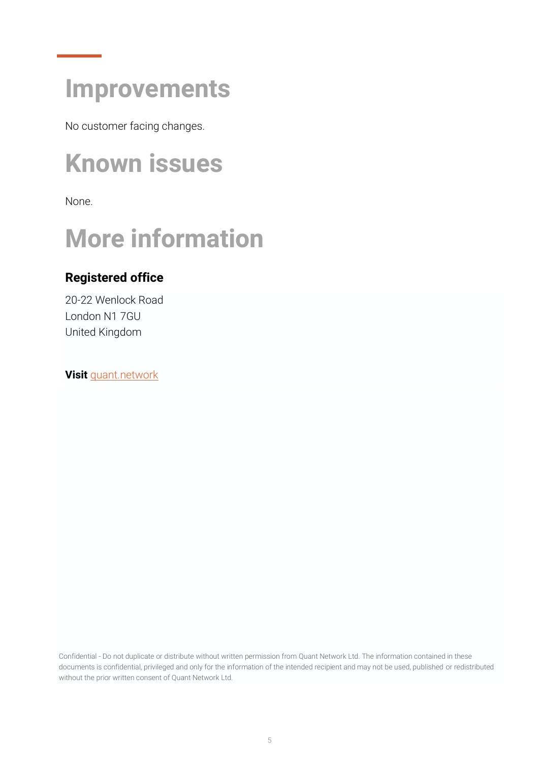# Improvements

No customer facing changes.

# Known issues

None.

# More information

### Registered office

20-22 Wenlock Road
London N1 7GU
United Kingdom

**Visit** [quant.network](https://quant.network)

Confidential - Do not duplicate or distribute without written permission from Quant Network Ltd. The information contained in these documents is confidential, privileged and only for the information of the intended recipient and may not be used, published or redistributed without the prior written consent of Quant Network Ltd.